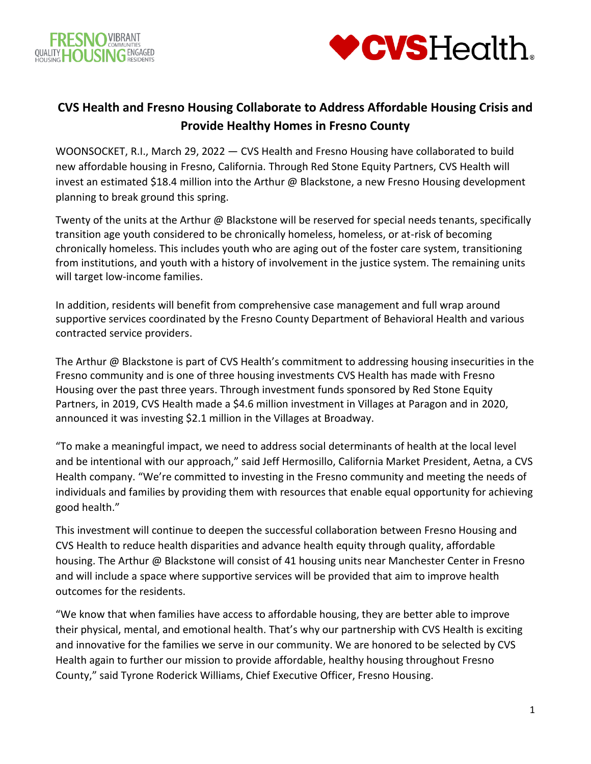# CVS Health and Fresno Housing Collaborate to Address Affordable Housing Crisis and Provide Healthy Homes in Fresno County

WOONSOCKET, R.I., March 29, 2022 — CVS Health and Fresno Housing have collaborated to build new affordable housing in Fresno, California. Through Red Stone Equity Partners, CVS Health will invest an estimated $18.4 million into the Arthur @ Blackstone, a new Fresno Housing development planning to break ground this spring.

Twenty of the units at the Arthur @ Blackstone will be reserved for special needs tenants, specifically transition age youth considered to be chronically homeless, homeless, or at-risk of becoming chronically homeless. This includes youth who are aging out of the foster care system, transitioning from institutions, and youth with a history of involvement in the justice system. The remaining units will target low-income families.

In addition, residents will benefit from comprehensive case management and full wrap around supportive services coordinated by the Fresno County Department of Behavioral Health and various contracted service providers.

The Arthur @ Blackstone is part of CVS Health's commitment to addressing housing insecurities in the Fresno community and is one of three housing investments CVS Health has made with Fresno Housing over the past three years. Through investment funds sponsored by Red Stone Equity Partners, in 2019, CVS Health made a $4.6 million investment in Villages at Paragon and in 2020, announced it was investing $2.1 million in the Villages at Broadway.

"To make a meaningful impact, we need to address social determinants of health at the local level and be intentional with our approach," said Jeff Hermosillo, California Market President, Aetna, a CVS Health company. "We're committed to investing in the Fresno community and meeting the needs of individuals and families by providing them with resources that enable equal opportunity for achieving good health."

This investment will continue to deepen the successful collaboration between Fresno Housing and CVS Health to reduce health disparities and advance health equity through quality, affordable housing. The Arthur @ Blackstone will consist of 41 housing units near Manchester Center in Fresno and will include a space where supportive services will be provided that aim to improve health outcomes for the residents.

"We know that when families have access to affordable housing, they are better able to improve their physical, mental, and emotional health. That's why our partnership with CVS Health is exciting and innovative for the families we serve in our community. We are honored to be selected by CVS Health again to further our mission to provide affordable, healthy housing throughout Fresno County," said Tyrone Roderick Williams, Chief Executive Officer, Fresno Housing.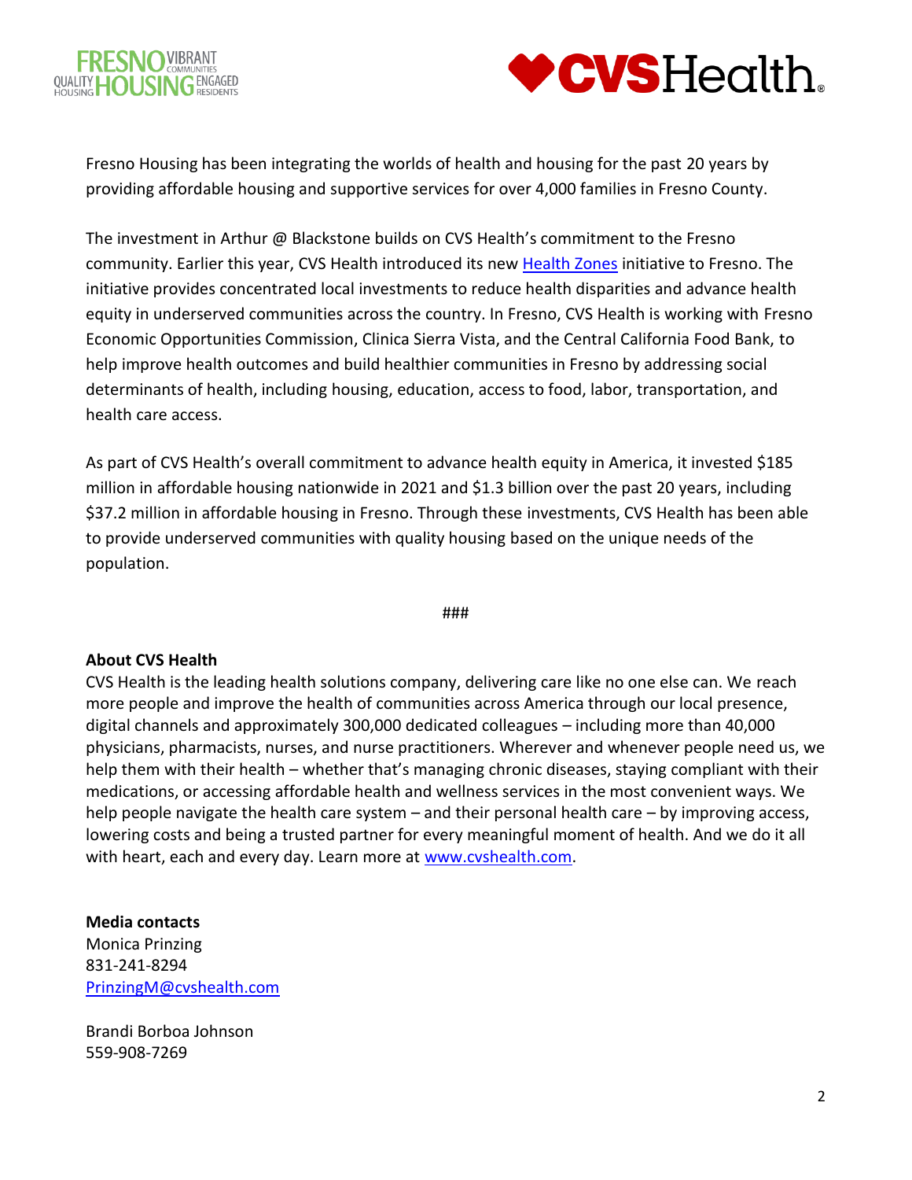Fresno Housing has been integrating the worlds of health and housing for the past 20 years by providing affordable housing and supportive services for over 4,000 families in Fresno County.

The investment in Arthur @ Blackstone builds on CVS Health's commitment to the Fresno community. Earlier this year, CVS Health introduced its new Health Zones initiative to Fresno. The initiative provides concentrated local investments to reduce health disparities and advance health equity in underserved communities across the country. In Fresno, CVS Health is working with Fresno Economic Opportunities Commission, Clinica Sierra Vista, and the Central California Food Bank, to help improve health outcomes and build healthier communities in Fresno by addressing social determinants of health, including housing, education, access to food, labor, transportation, and health care access.

As part of CVS Health's overall commitment to advance health equity in America, it invested $185 million in affordable housing nationwide in 2021 and $1.3 billion over the past 20 years, including $37.2 million in affordable housing in Fresno. Through these investments, CVS Health has been able to provide underserved communities with quality housing based on the unique needs of the population.

###

**About CVS Health**
CVS Health is the leading health solutions company, delivering care like no one else can. We reach more people and improve the health of communities across America through our local presence, digital channels and approximately 300,000 dedicated colleagues – including more than 40,000 physicians, pharmacists, nurses, and nurse practitioners. Wherever and whenever people need us, we help them with their health – whether that's managing chronic diseases, staying compliant with their medications, or accessing affordable health and wellness services in the most convenient ways. We help people navigate the health care system – and their personal health care – by improving access, lowering costs and being a trusted partner for every meaningful moment of health. And we do it all with heart, each and every day. Learn more at www.cvshealth.com.

**Media contacts**
Monica Prinzing
831-241-8294
PrinzingM@cvshealth.com

Brandi Borboa Johnson
559-908-7269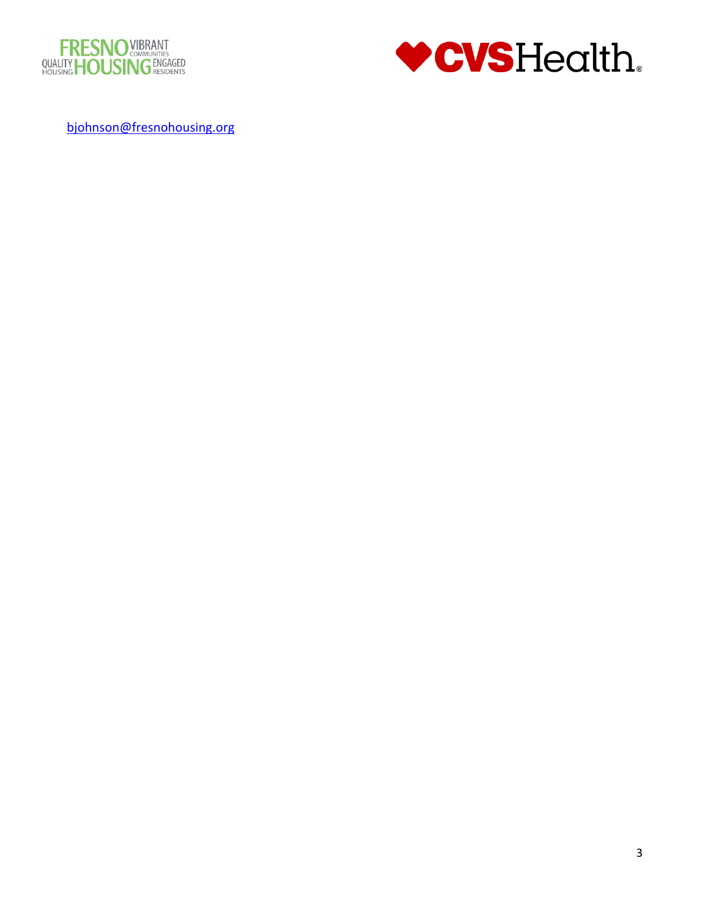bjohnson@fresnohousing.org